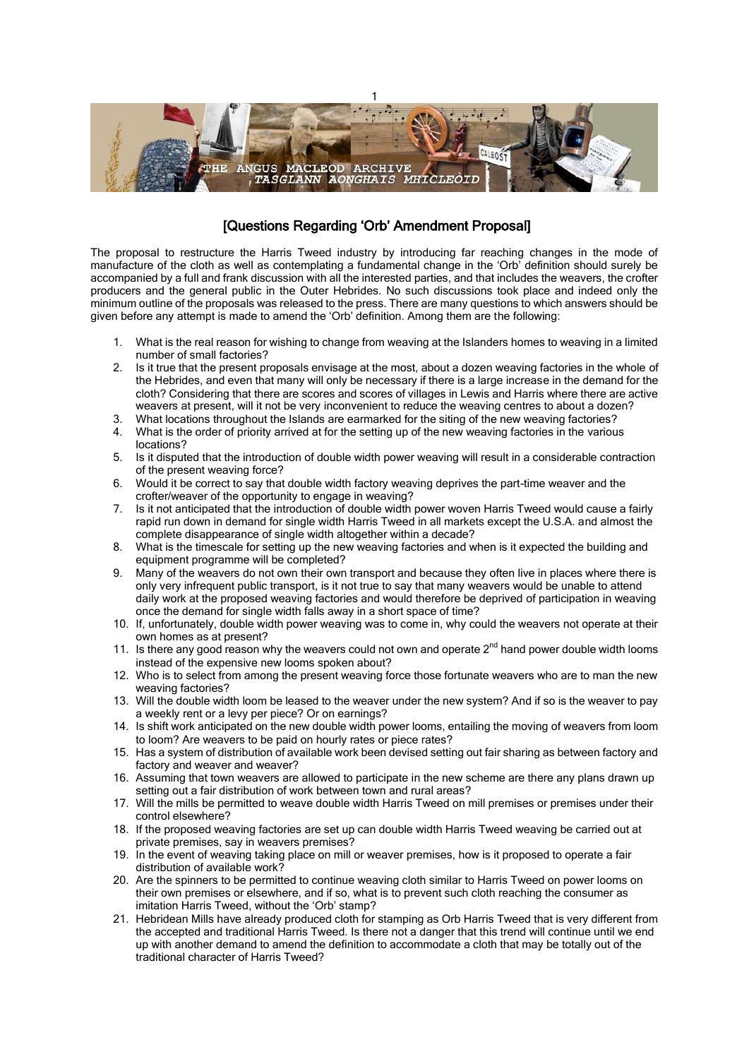## [Questions Regarding 'Orb' Amendment Proposal]

The proposal to restructure the Harris Tweed industry by introducing far reaching changes in the mode of manufacture of the cloth as well as contemplating a fundamental change in the 'Orb' definition should surely be accompanied by a full and frank discussion with all the interested parties, and that includes the weavers, the crofter producers and the general public in the Outer Hebrides. No such discussions took place and indeed only the minimum outline of the proposals was released to the press. There are many questions to which answers should be given before any attempt is made to amend the 'Orb' definition. Among them are the following:

1. What is the real reason for wishing to change from weaving at the Islanders homes to weaving in a limited number of small factories?
2. Is it true that the present proposals envisage at the most, about a dozen weaving factories in the whole of the Hebrides, and even that many will only be necessary if there is a large increase in the demand for the cloth? Considering that there are scores and scores of villages in Lewis and Harris where there are active weavers at present, will it not be very inconvenient to reduce the weaving centres to about a dozen?
3. What locations throughout the Islands are earmarked for the siting of the new weaving factories?
4. What is the order of priority arrived at for the setting up of the new weaving factories in the various locations?
5. Is it disputed that the introduction of double width power weaving will result in a considerable contraction of the present weaving force?
6. Would it be correct to say that double width factory weaving deprives the part-time weaver and the crofter/weaver of the opportunity to engage in weaving?
7. Is it not anticipated that the introduction of double width power woven Harris Tweed would cause a fairly rapid run down in demand for single width Harris Tweed in all markets except the U.S.A. and almost the complete disappearance of single width altogether within a decade?
8. What is the timescale for setting up the new weaving factories and when is it expected the building and equipment programme will be completed?
9. Many of the weavers do not own their own transport and because they often live in places where there is only very infrequent public transport, is it not true to say that many weavers would be unable to attend daily work at the proposed weaving factories and would therefore be deprived of participation in weaving once the demand for single width falls away in a short space of time?
10. If, unfortunately, double width power weaving was to come in, why could the weavers not operate at their own homes as at present?
11. Is there any good reason why the weavers could not own and operate 2nd hand power double width looms instead of the expensive new looms spoken about?
12. Who is to select from among the present weaving force those fortunate weavers who are to man the new weaving factories?
13. Will the double width loom be leased to the weaver under the new system? And if so is the weaver to pay a weekly rent or a levy per piece? Or on earnings?
14. Is shift work anticipated on the new double width power looms, entailing the moving of weavers from loom to loom? Are weavers to be paid on hourly rates or piece rates?
15. Has a system of distribution of available work been devised setting out fair sharing as between factory and factory and weaver and weaver?
16. Assuming that town weavers are allowed to participate in the new scheme are there any plans drawn up setting out a fair distribution of work between town and rural areas?
17. Will the mills be permitted to weave double width Harris Tweed on mill premises or premises under their control elsewhere?
18. If the proposed weaving factories are set up can double width Harris Tweed weaving be carried out at private premises, say in weavers premises?
19. In the event of weaving taking place on mill or weaver premises, how is it proposed to operate a fair distribution of available work?
20. Are the spinners to be permitted to continue weaving cloth similar to Harris Tweed on power looms on their own premises or elsewhere, and if so, what is to prevent such cloth reaching the consumer as imitation Harris Tweed, without the 'Orb' stamp?
21. Hebridean Mills have already produced cloth for stamping as Orb Harris Tweed that is very different from the accepted and traditional Harris Tweed. Is there not a danger that this trend will continue until we end up with another demand to amend the definition to accommodate a cloth that may be totally out of the traditional character of Harris Tweed?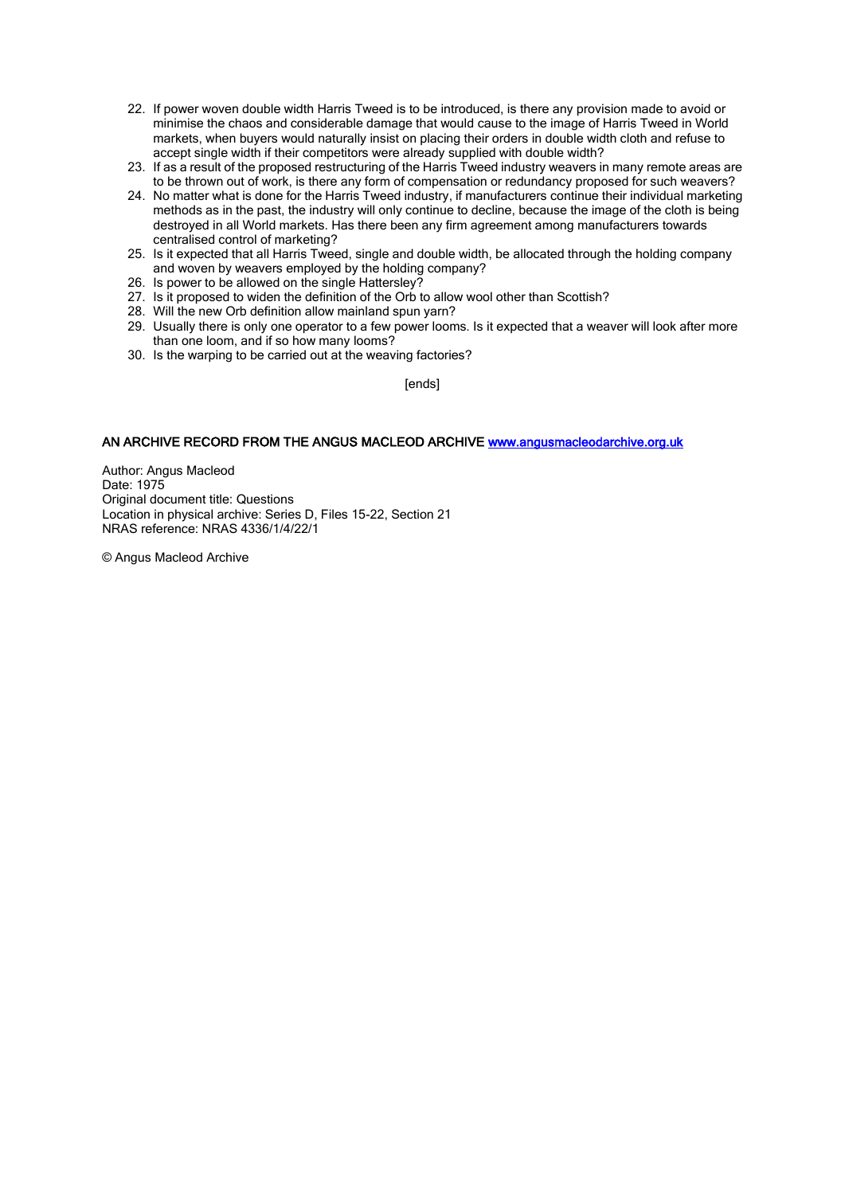22. If power woven double width Harris Tweed is to be introduced, is there any provision made to avoid or minimise the chaos and considerable damage that would cause to the image of Harris Tweed in World markets, when buyers would naturally insist on placing their orders in double width cloth and refuse to accept single width if their competitors were already supplied with double width?
23. If as a result of the proposed restructuring of the Harris Tweed industry weavers in many remote areas are to be thrown out of work, is there any form of compensation or redundancy proposed for such weavers?
24. No matter what is done for the Harris Tweed industry, if manufacturers continue their individual marketing methods as in the past, the industry will only continue to decline, because the image of the cloth is being destroyed in all World markets. Has there been any firm agreement among manufacturers towards centralised control of marketing?
25. Is it expected that all Harris Tweed, single and double width, be allocated through the holding company and woven by weavers employed by the holding company?
26. Is power to be allowed on the single Hattersley?
27. Is it proposed to widen the definition of the Orb to allow wool other than Scottish?
28. Will the new Orb definition allow mainland spun yarn?
29. Usually there is only one operator to a few power looms. Is it expected that a weaver will look after more than one loom, and if so how many looms?
30. Is the warping to be carried out at the weaving factories?

[ends]

**AN ARCHIVE RECORD FROM THE ANGUS MACLEOD ARCHIVE [www.angusmacleodarchive.org.uk](http://www.angusmacleodarchive.org.uk)**

Author: Angus Macleod
Date: 1975
Original document title: Questions
Location in physical archive: Series D, Files 15-22, Section 21
NRAS reference: NRAS 4336/1/4/22/1

© Angus Macleod Archive